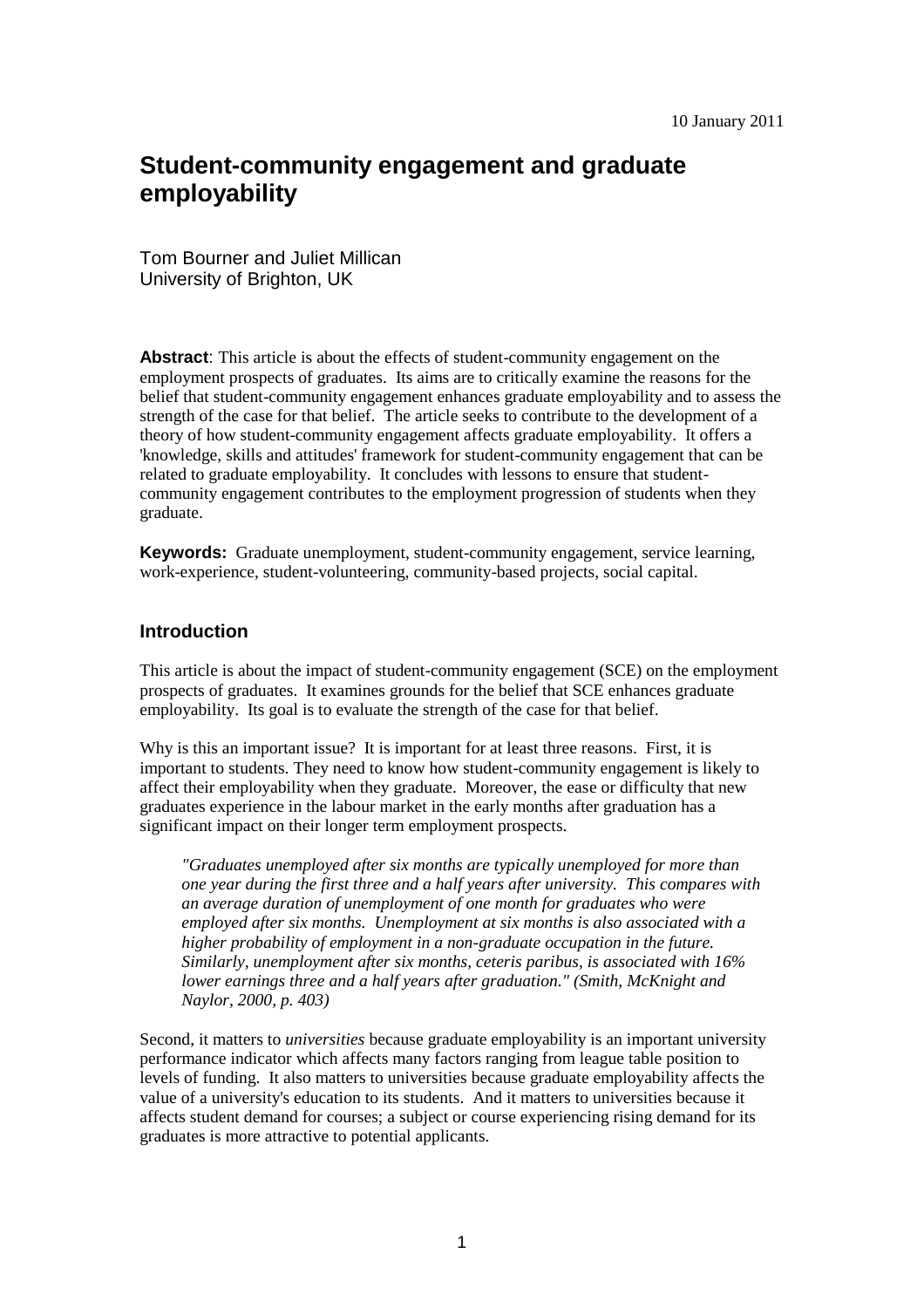10 January 2011

# Student-community engagement and graduate employability

Tom Bourner and Juliet Millican
University of Brighton, UK

**Abstract**: This article is about the effects of student-community engagement on the employment prospects of graduates. Its aims are to critically examine the reasons for the belief that student-community engagement enhances graduate employability and to assess the strength of the case for that belief. The article seeks to contribute to the development of a theory of how student-community engagement affects graduate employability. It offers a 'knowledge, skills and attitudes' framework for student-community engagement that can be related to graduate employability. It concludes with lessons to ensure that student-community engagement contributes to the employment progression of students when they graduate.

**Keywords:** Graduate unemployment, student-community engagement, service learning, work-experience, student-volunteering, community-based projects, social capital.

## Introduction

This article is about the impact of student-community engagement (SCE) on the employment prospects of graduates. It examines grounds for the belief that SCE enhances graduate employability. Its goal is to evaluate the strength of the case for that belief.

Why is this an important issue? It is important for at least three reasons. First, it is important to students. They need to know how student-community engagement is likely to affect their employability when they graduate. Moreover, the ease or difficulty that new graduates experience in the labour market in the early months after graduation has a significant impact on their longer term employment prospects.

> *"Graduates unemployed after six months are typically unemployed for more than one year during the first three and a half years after university. This compares with an average duration of unemployment of one month for graduates who were employed after six months. Unemployment at six months is also associated with a higher probability of employment in a non-graduate occupation in the future. Similarly, unemployment after six months, ceteris paribus, is associated with 16% lower earnings three and a half years after graduation." (Smith, McKnight and Naylor, 2000, p. 403)*

Second, it matters to *universities* because graduate employability is an important university performance indicator which affects many factors ranging from league table position to levels of funding. It also matters to universities because graduate employability affects the value of a university's education to its students. And it matters to universities because it affects student demand for courses; a subject or course experiencing rising demand for its graduates is more attractive to potential applicants.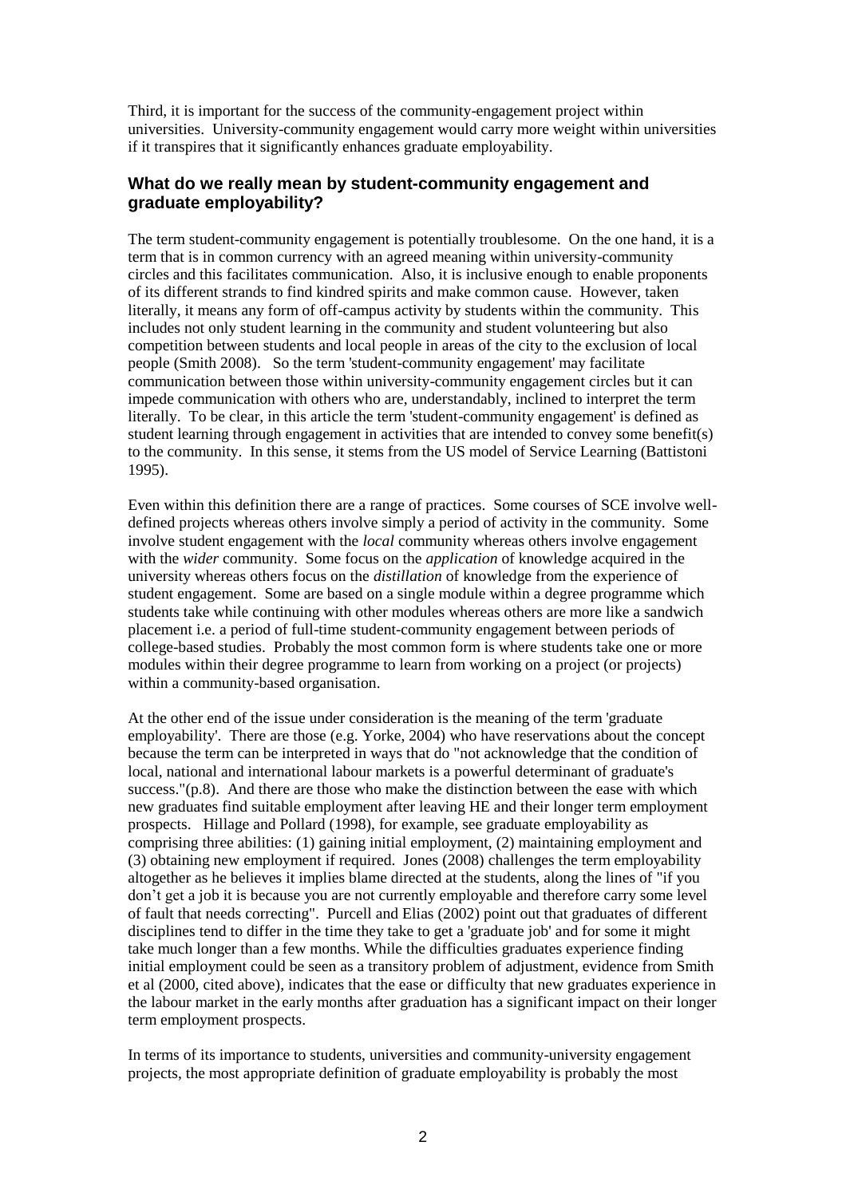Third, it is important for the success of the community-engagement project within universities. University-community engagement would carry more weight within universities if it transpires that it significantly enhances graduate employability.

### What do we really mean by student-community engagement and graduate employability?

The term student-community engagement is potentially troublesome. On the one hand, it is a term that is in common currency with an agreed meaning within university-community circles and this facilitates communication. Also, it is inclusive enough to enable proponents of its different strands to find kindred spirits and make common cause. However, taken literally, it means any form of off-campus activity by students within the community. This includes not only student learning in the community and student volunteering but also competition between students and local people in areas of the city to the exclusion of local people (Smith 2008). So the term 'student-community engagement' may facilitate communication between those within university-community engagement circles but it can impede communication with others who are, understandably, inclined to interpret the term literally. To be clear, in this article the term 'student-community engagement' is defined as student learning through engagement in activities that are intended to convey some benefit(s) to the community. In this sense, it stems from the US model of Service Learning (Battistoni 1995).

Even within this definition there are a range of practices. Some courses of SCE involve well-defined projects whereas others involve simply a period of activity in the community. Some involve student engagement with the *local* community whereas others involve engagement with the *wider* community. Some focus on the *application* of knowledge acquired in the university whereas others focus on the *distillation* of knowledge from the experience of student engagement. Some are based on a single module within a degree programme which students take while continuing with other modules whereas others are more like a sandwich placement i.e. a period of full-time student-community engagement between periods of college-based studies. Probably the most common form is where students take one or more modules within their degree programme to learn from working on a project (or projects) within a community-based organisation.

At the other end of the issue under consideration is the meaning of the term 'graduate employability'. There are those (e.g. Yorke, 2004) who have reservations about the concept because the term can be interpreted in ways that do "not acknowledge that the condition of local, national and international labour markets is a powerful determinant of graduate's success."(p.8). And there are those who make the distinction between the ease with which new graduates find suitable employment after leaving HE and their longer term employment prospects. Hillage and Pollard (1998), for example, see graduate employability as comprising three abilities: (1) gaining initial employment, (2) maintaining employment and (3) obtaining new employment if required. Jones (2008) challenges the term employability altogether as he believes it implies blame directed at the students, along the lines of "if you don't get a job it is because you are not currently employable and therefore carry some level of fault that needs correcting". Purcell and Elias (2002) point out that graduates of different disciplines tend to differ in the time they take to get a 'graduate job' and for some it might take much longer than a few months. While the difficulties graduates experience finding initial employment could be seen as a transitory problem of adjustment, evidence from Smith et al (2000, cited above), indicates that the ease or difficulty that new graduates experience in the labour market in the early months after graduation has a significant impact on their longer term employment prospects.

In terms of its importance to students, universities and community-university engagement projects, the most appropriate definition of graduate employability is probably the most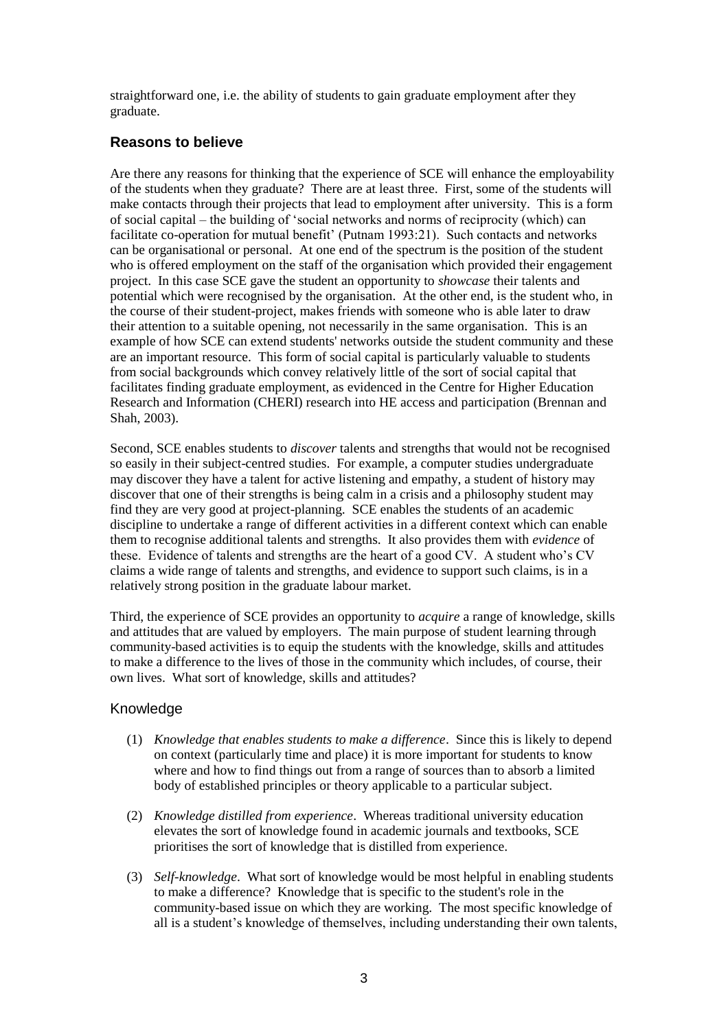straightforward one, i.e. the ability of students to gain graduate employment after they graduate.

## Reasons to believe

Are there any reasons for thinking that the experience of SCE will enhance the employability of the students when they graduate? There are at least three. First, some of the students will make contacts through their projects that lead to employment after university. This is a form of social capital – the building of 'social networks and norms of reciprocity (which) can facilitate co-operation for mutual benefit' (Putnam 1993:21). Such contacts and networks can be organisational or personal. At one end of the spectrum is the position of the student who is offered employment on the staff of the organisation which provided their engagement project. In this case SCE gave the student an opportunity to *showcase* their talents and potential which were recognised by the organisation. At the other end, is the student who, in the course of their student-project, makes friends with someone who is able later to draw their attention to a suitable opening, not necessarily in the same organisation. This is an example of how SCE can extend students' networks outside the student community and these are an important resource. This form of social capital is particularly valuable to students from social backgrounds which convey relatively little of the sort of social capital that facilitates finding graduate employment, as evidenced in the Centre for Higher Education Research and Information (CHERI) research into HE access and participation (Brennan and Shah, 2003).

Second, SCE enables students to *discover* talents and strengths that would not be recognised so easily in their subject-centred studies. For example, a computer studies undergraduate may discover they have a talent for active listening and empathy, a student of history may discover that one of their strengths is being calm in a crisis and a philosophy student may find they are very good at project-planning. SCE enables the students of an academic discipline to undertake a range of different activities in a different context which can enable them to recognise additional talents and strengths. It also provides them with *evidence* of these. Evidence of talents and strengths are the heart of a good CV. A student who's CV claims a wide range of talents and strengths, and evidence to support such claims, is in a relatively strong position in the graduate labour market.

Third, the experience of SCE provides an opportunity to *acquire* a range of knowledge, skills and attitudes that are valued by employers. The main purpose of student learning through community-based activities is to equip the students with the knowledge, skills and attitudes to make a difference to the lives of those in the community which includes, of course, their own lives. What sort of knowledge, skills and attitudes?

### Knowledge

(1) *Knowledge that enables students to make a difference*. Since this is likely to depend on context (particularly time and place) it is more important for students to know where and how to find things out from a range of sources than to absorb a limited body of established principles or theory applicable to a particular subject.

(2) *Knowledge distilled from experience*. Whereas traditional university education elevates the sort of knowledge found in academic journals and textbooks, SCE prioritises the sort of knowledge that is distilled from experience.

(3) *Self-knowledge*. What sort of knowledge would be most helpful in enabling students to make a difference? Knowledge that is specific to the student's role in the community-based issue on which they are working. The most specific knowledge of all is a student's knowledge of themselves, including understanding their own talents,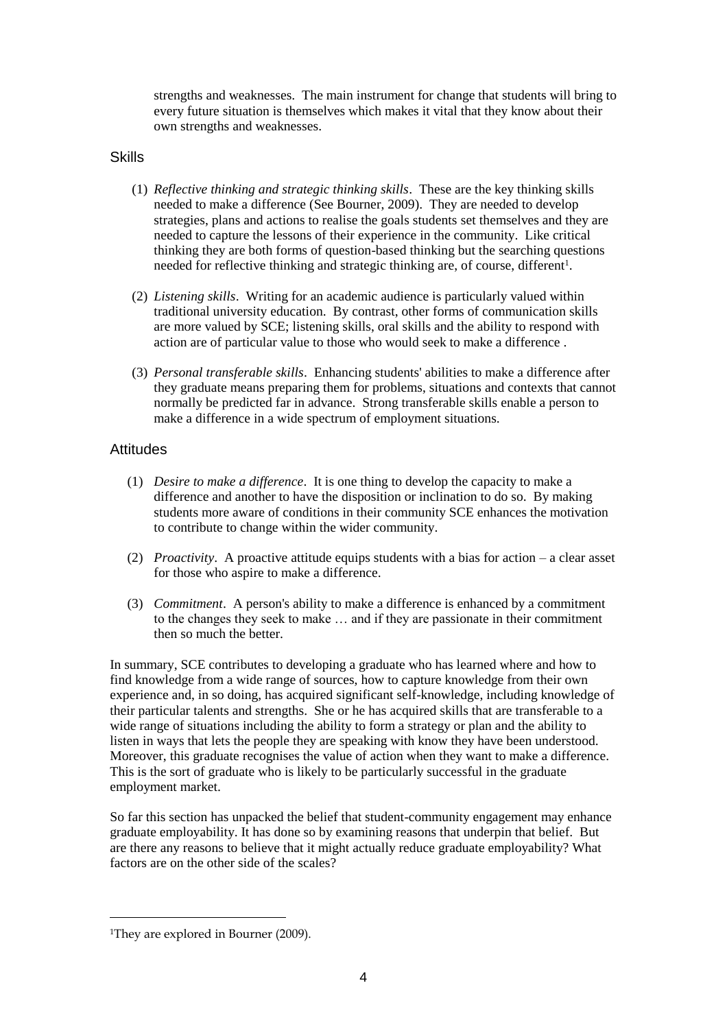strengths and weaknesses. The main instrument for change that students will bring to every future situation is themselves which makes it vital that they know about their own strengths and weaknesses.

## Skills

(1) *Reflective thinking and strategic thinking skills*. These are the key thinking skills needed to make a difference (See Bourner, 2009). They are needed to develop strategies, plans and actions to realise the goals students set themselves and they are needed to capture the lessons of their experience in the community. Like critical thinking they are both forms of question-based thinking but the searching questions needed for reflective thinking and strategic thinking are, of course, different[1].

(2) *Listening skills*. Writing for an academic audience is particularly valued within traditional university education. By contrast, other forms of communication skills are more valued by SCE; listening skills, oral skills and the ability to respond with action are of particular value to those who would seek to make a difference .

(3) *Personal transferable skills*. Enhancing students' abilities to make a difference after they graduate means preparing them for problems, situations and contexts that cannot normally be predicted far in advance. Strong transferable skills enable a person to make a difference in a wide spectrum of employment situations.

## Attitudes

(1) *Desire to make a difference*. It is one thing to develop the capacity to make a difference and another to have the disposition or inclination to do so. By making students more aware of conditions in their community SCE enhances the motivation to contribute to change within the wider community.

(2) *Proactivity*. A proactive attitude equips students with a bias for action – a clear asset for those who aspire to make a difference.

(3) *Commitment*. A person's ability to make a difference is enhanced by a commitment to the changes they seek to make … and if they are passionate in their commitment then so much the better.

In summary, SCE contributes to developing a graduate who has learned where and how to find knowledge from a wide range of sources, how to capture knowledge from their own experience and, in so doing, has acquired significant self-knowledge, including knowledge of their particular talents and strengths. She or he has acquired skills that are transferable to a wide range of situations including the ability to form a strategy or plan and the ability to listen in ways that lets the people they are speaking with know they have been understood. Moreover, this graduate recognises the value of action when they want to make a difference. This is the sort of graduate who is likely to be particularly successful in the graduate employment market.

So far this section has unpacked the belief that student-community engagement may enhance graduate employability. It has done so by examining reasons that underpin that belief. But are there any reasons to believe that it might actually reduce graduate employability? What factors are on the other side of the scales?

---

[1] They are explored in Bourner (2009).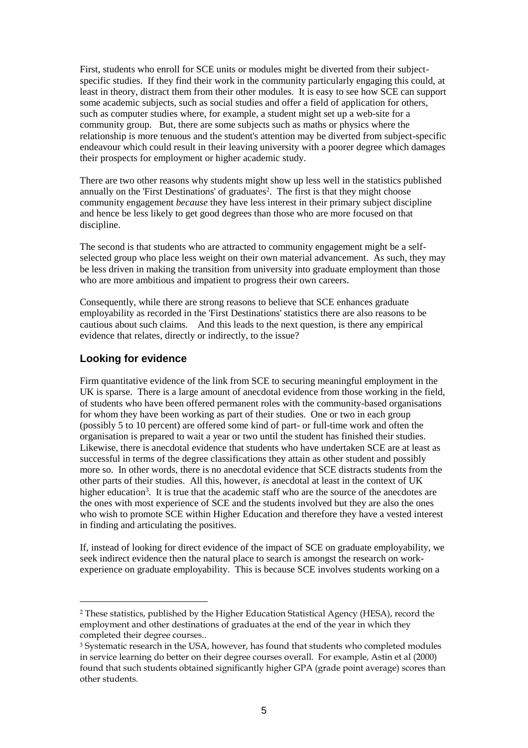First, students who enroll for SCE units or modules might be diverted from their subject-specific studies. If they find their work in the community particularly engaging this could, at least in theory, distract them from their other modules. It is easy to see how SCE can support some academic subjects, such as social studies and offer a field of application for others, such as computer studies where, for example, a student might set up a web-site for a community group. But, there are some subjects such as maths or physics where the relationship is more tenuous and the student's attention may be diverted from subject-specific endeavour which could result in their leaving university with a poorer degree which damages their prospects for employment or higher academic study.

There are two other reasons why students might show up less well in the statistics published annually on the 'First Destinations' of graduates[2]. The first is that they might choose community engagement *because* they have less interest in their primary subject discipline and hence be less likely to get good degrees than those who are more focused on that discipline.

The second is that students who are attracted to community engagement might be a self-selected group who place less weight on their own material advancement. As such, they may be less driven in making the transition from university into graduate employment than those who are more ambitious and impatient to progress their own careers.

Consequently, while there are strong reasons to believe that SCE enhances graduate employability as recorded in the 'First Destinations' statistics there are also reasons to be cautious about such claims. And this leads to the next question, is there any empirical evidence that relates, directly or indirectly, to the issue?

## Looking for evidence

Firm quantitative evidence of the link from SCE to securing meaningful employment in the UK is sparse. There is a large amount of anecdotal evidence from those working in the field, of students who have been offered permanent roles with the community-based organisations for whom they have been working as part of their studies. One or two in each group (possibly 5 to 10 percent) are offered some kind of part- or full-time work and often the organisation is prepared to wait a year or two until the student has finished their studies. Likewise, there is anecdotal evidence that students who have undertaken SCE are at least as successful in terms of the degree classifications they attain as other student and possibly more so. In other words, there is no anecdotal evidence that SCE distracts students from the other parts of their studies. All this, however, *is* anecdotal at least in the context of UK higher education[3]. It is true that the academic staff who are the source of the anecdotes are the ones with most experience of SCE and the students involved but they are also the ones who wish to promote SCE within Higher Education and therefore they have a vested interest in finding and articulating the positives.

If, instead of looking for direct evidence of the impact of SCE on graduate employability, we seek indirect evidence then the natural place to search is amongst the research on work-experience on graduate employability. This is because SCE involves students working on a

---

[2] These statistics, published by the Higher Education Statistical Agency (HESA), record the employment and other destinations of graduates at the end of the year in which they completed their degree courses..

[3] Systematic research in the USA, however, has found that students who completed modules in service learning do better on their degree courses overall. For example, Astin et al (2000) found that such students obtained significantly higher GPA (grade point average) scores than other students.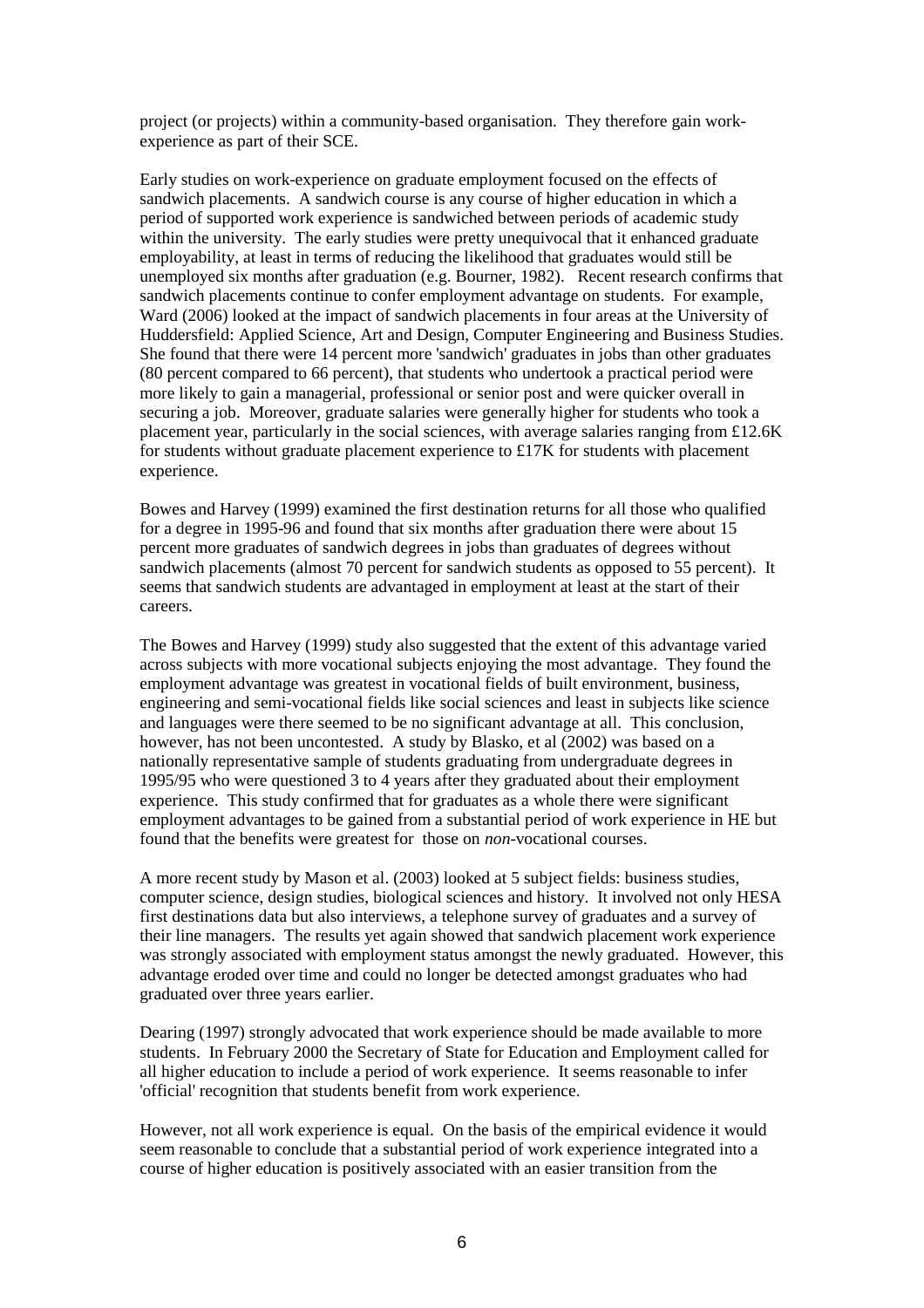project (or projects) within a community-based organisation. They therefore gain work-experience as part of their SCE.

Early studies on work-experience on graduate employment focused on the effects of sandwich placements. A sandwich course is any course of higher education in which a period of supported work experience is sandwiched between periods of academic study within the university. The early studies were pretty unequivocal that it enhanced graduate employability, at least in terms of reducing the likelihood that graduates would still be unemployed six months after graduation (e.g. Bourner, 1982). Recent research confirms that sandwich placements continue to confer employment advantage on students. For example, Ward (2006) looked at the impact of sandwich placements in four areas at the University of Huddersfield: Applied Science, Art and Design, Computer Engineering and Business Studies. She found that there were 14 percent more 'sandwich' graduates in jobs than other graduates (80 percent compared to 66 percent), that students who undertook a practical period were more likely to gain a managerial, professional or senior post and were quicker overall in securing a job. Moreover, graduate salaries were generally higher for students who took a placement year, particularly in the social sciences, with average salaries ranging from £12.6K for students without graduate placement experience to £17K for students with placement experience.

Bowes and Harvey (1999) examined the first destination returns for all those who qualified for a degree in 1995-96 and found that six months after graduation there were about 15 percent more graduates of sandwich degrees in jobs than graduates of degrees without sandwich placements (almost 70 percent for sandwich students as opposed to 55 percent). It seems that sandwich students are advantaged in employment at least at the start of their careers.

The Bowes and Harvey (1999) study also suggested that the extent of this advantage varied across subjects with more vocational subjects enjoying the most advantage. They found the employment advantage was greatest in vocational fields of built environment, business, engineering and semi-vocational fields like social sciences and least in subjects like science and languages were there seemed to be no significant advantage at all. This conclusion, however, has not been uncontested. A study by Blasko, et al (2002) was based on a nationally representative sample of students graduating from undergraduate degrees in 1995/95 who were questioned 3 to 4 years after they graduated about their employment experience. This study confirmed that for graduates as a whole there were significant employment advantages to be gained from a substantial period of work experience in HE but found that the benefits were greatest for those on *non*-vocational courses.

A more recent study by Mason et al. (2003) looked at 5 subject fields: business studies, computer science, design studies, biological sciences and history. It involved not only HESA first destinations data but also interviews, a telephone survey of graduates and a survey of their line managers. The results yet again showed that sandwich placement work experience was strongly associated with employment status amongst the newly graduated. However, this advantage eroded over time and could no longer be detected amongst graduates who had graduated over three years earlier.

Dearing (1997) strongly advocated that work experience should be made available to more students. In February 2000 the Secretary of State for Education and Employment called for all higher education to include a period of work experience. It seems reasonable to infer 'official' recognition that students benefit from work experience.

However, not all work experience is equal. On the basis of the empirical evidence it would seem reasonable to conclude that a substantial period of work experience integrated into a course of higher education is positively associated with an easier transition from the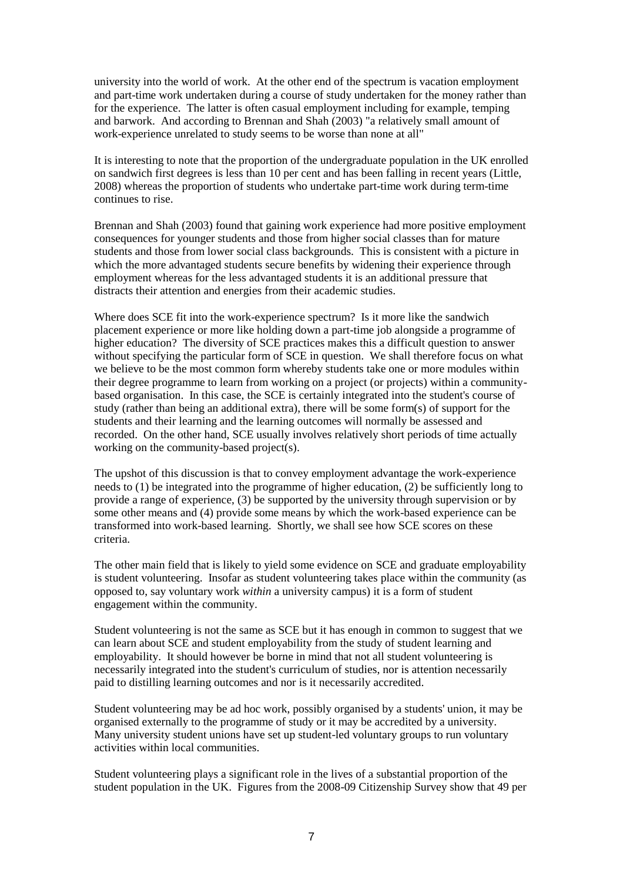university into the world of work. At the other end of the spectrum is vacation employment and part-time work undertaken during a course of study undertaken for the money rather than for the experience. The latter is often casual employment including for example, temping and barwork. And according to Brennan and Shah (2003) "a relatively small amount of work-experience unrelated to study seems to be worse than none at all"

It is interesting to note that the proportion of the undergraduate population in the UK enrolled on sandwich first degrees is less than 10 per cent and has been falling in recent years (Little, 2008) whereas the proportion of students who undertake part-time work during term-time continues to rise.

Brennan and Shah (2003) found that gaining work experience had more positive employment consequences for younger students and those from higher social classes than for mature students and those from lower social class backgrounds. This is consistent with a picture in which the more advantaged students secure benefits by widening their experience through employment whereas for the less advantaged students it is an additional pressure that distracts their attention and energies from their academic studies.

Where does SCE fit into the work-experience spectrum? Is it more like the sandwich placement experience or more like holding down a part-time job alongside a programme of higher education? The diversity of SCE practices makes this a difficult question to answer without specifying the particular form of SCE in question. We shall therefore focus on what we believe to be the most common form whereby students take one or more modules within their degree programme to learn from working on a project (or projects) within a community-based organisation. In this case, the SCE is certainly integrated into the student's course of study (rather than being an additional extra), there will be some form(s) of support for the students and their learning and the learning outcomes will normally be assessed and recorded. On the other hand, SCE usually involves relatively short periods of time actually working on the community-based project(s).

The upshot of this discussion is that to convey employment advantage the work-experience needs to (1) be integrated into the programme of higher education, (2) be sufficiently long to provide a range of experience, (3) be supported by the university through supervision or by some other means and (4) provide some means by which the work-based experience can be transformed into work-based learning. Shortly, we shall see how SCE scores on these criteria.

The other main field that is likely to yield some evidence on SCE and graduate employability is student volunteering. Insofar as student volunteering takes place within the community (as opposed to, say voluntary work *within* a university campus) it is a form of student engagement within the community.

Student volunteering is not the same as SCE but it has enough in common to suggest that we can learn about SCE and student employability from the study of student learning and employability. It should however be borne in mind that not all student volunteering is necessarily integrated into the student's curriculum of studies, nor is attention necessarily paid to distilling learning outcomes and nor is it necessarily accredited.

Student volunteering may be ad hoc work, possibly organised by a students' union, it may be organised externally to the programme of study or it may be accredited by a university. Many university student unions have set up student-led voluntary groups to run voluntary activities within local communities.

Student volunteering plays a significant role in the lives of a substantial proportion of the student population in the UK. Figures from the 2008-09 Citizenship Survey show that 49 per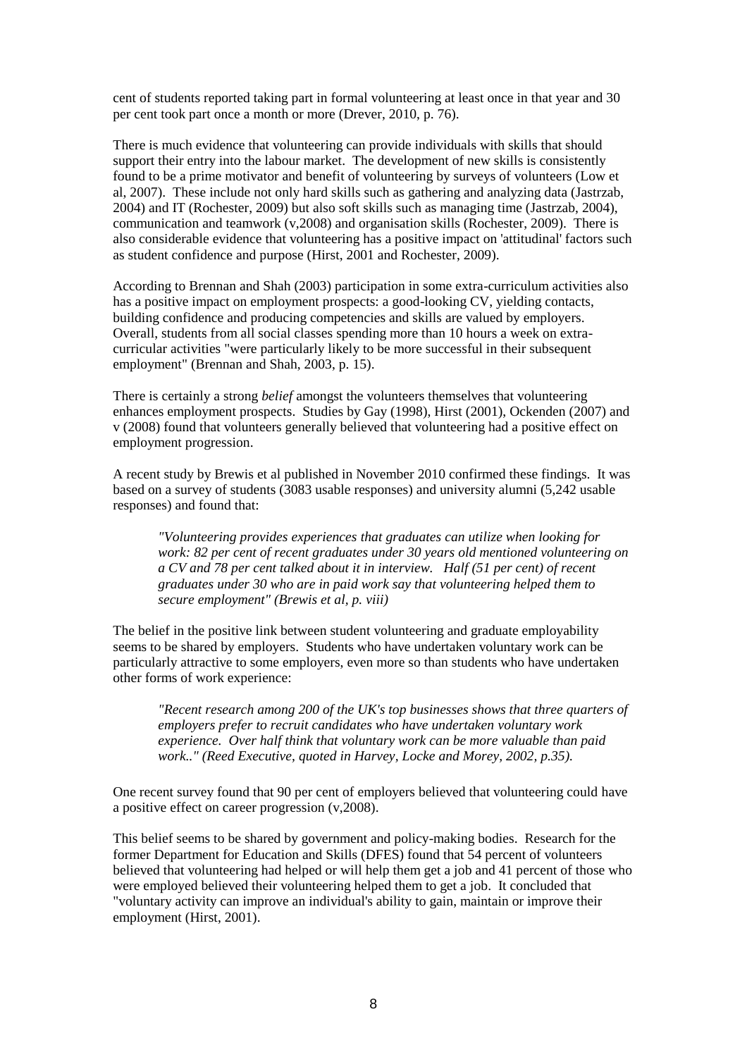cent of students reported taking part in formal volunteering at least once in that year and 30 per cent took part once a month or more (Drever, 2010, p. 76).

There is much evidence that volunteering can provide individuals with skills that should support their entry into the labour market. The development of new skills is consistently found to be a prime motivator and benefit of volunteering by surveys of volunteers (Low et al, 2007). These include not only hard skills such as gathering and analyzing data (Jastrzab, 2004) and IT (Rochester, 2009) but also soft skills such as managing time (Jastrzab, 2004), communication and teamwork (v,2008) and organisation skills (Rochester, 2009). There is also considerable evidence that volunteering has a positive impact on 'attitudinal' factors such as student confidence and purpose (Hirst, 2001 and Rochester, 2009).

According to Brennan and Shah (2003) participation in some extra-curriculum activities also has a positive impact on employment prospects: a good-looking CV, yielding contacts, building confidence and producing competencies and skills are valued by employers. Overall, students from all social classes spending more than 10 hours a week on extra-curricular activities "were particularly likely to be more successful in their subsequent employment" (Brennan and Shah, 2003, p. 15).

There is certainly a strong *belief* amongst the volunteers themselves that volunteering enhances employment prospects. Studies by Gay (1998), Hirst (2001), Ockenden (2007) and v (2008) found that volunteers generally believed that volunteering had a positive effect on employment progression.

A recent study by Brewis et al published in November 2010 confirmed these findings. It was based on a survey of students (3083 usable responses) and university alumni (5,242 usable responses) and found that:

> *"Volunteering provides experiences that graduates can utilize when looking for work: 82 per cent of recent graduates under 30 years old mentioned volunteering on a CV and 78 per cent talked about it in interview. Half (51 per cent) of recent graduates under 30 who are in paid work say that volunteering helped them to secure employment" (Brewis et al, p. viii)*

The belief in the positive link between student volunteering and graduate employability seems to be shared by employers. Students who have undertaken voluntary work can be particularly attractive to some employers, even more so than students who have undertaken other forms of work experience:

> *"Recent research among 200 of the UK's top businesses shows that three quarters of employers prefer to recruit candidates who have undertaken voluntary work experience. Over half think that voluntary work can be more valuable than paid work.." (Reed Executive, quoted in Harvey, Locke and Morey, 2002, p.35).*

One recent survey found that 90 per cent of employers believed that volunteering could have a positive effect on career progression (v,2008).

This belief seems to be shared by government and policy-making bodies. Research for the former Department for Education and Skills (DFES) found that 54 percent of volunteers believed that volunteering had helped or will help them get a job and 41 percent of those who were employed believed their volunteering helped them to get a job. It concluded that "voluntary activity can improve an individual's ability to gain, maintain or improve their employment (Hirst, 2001).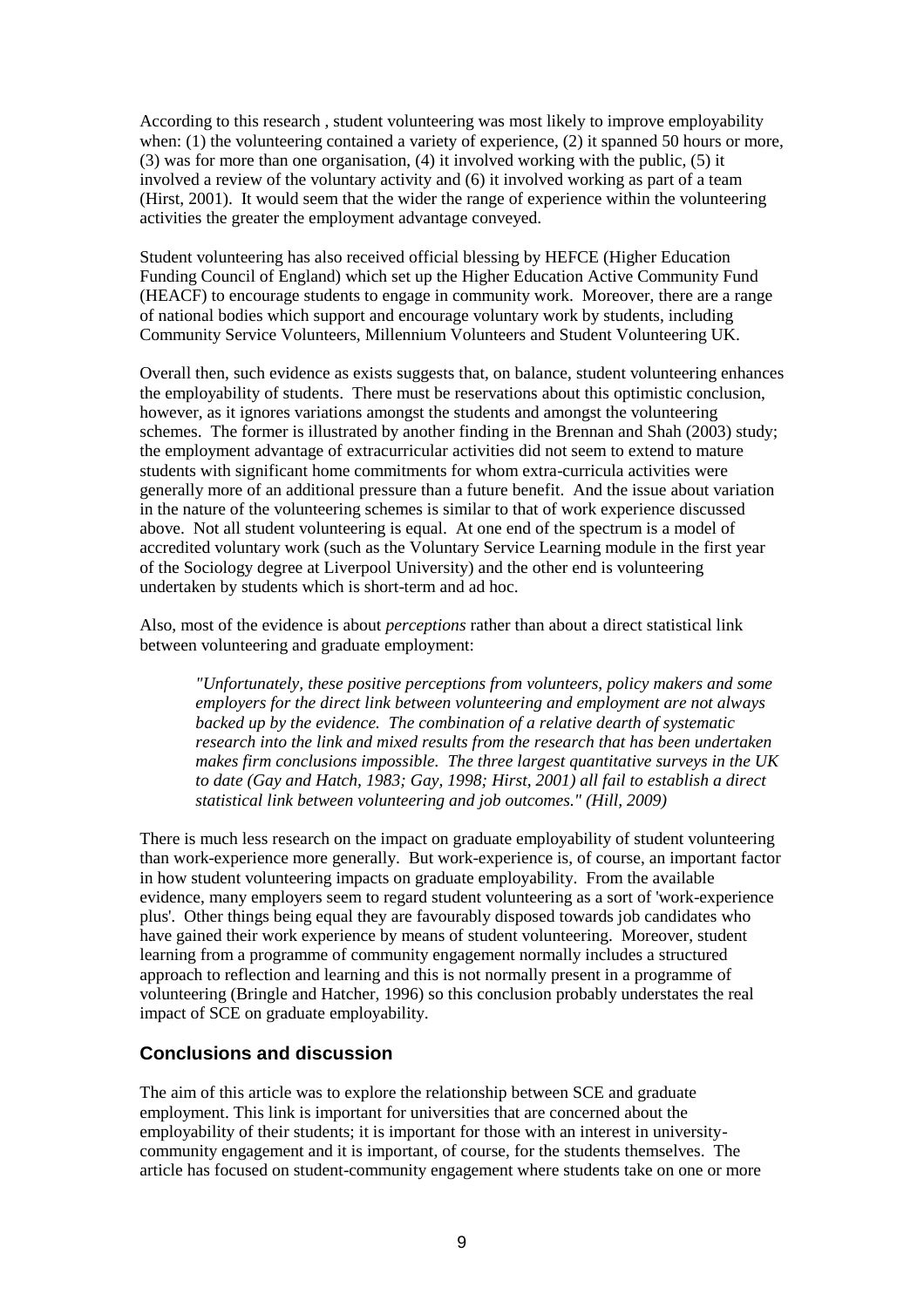According to this research , student volunteering was most likely to improve employability when: (1) the volunteering contained a variety of experience, (2) it spanned 50 hours or more, (3) was for more than one organisation, (4) it involved working with the public, (5) it involved a review of the voluntary activity and (6) it involved working as part of a team (Hirst, 2001). It would seem that the wider the range of experience within the volunteering activities the greater the employment advantage conveyed.

Student volunteering has also received official blessing by HEFCE (Higher Education Funding Council of England) which set up the Higher Education Active Community Fund (HEACF) to encourage students to engage in community work. Moreover, there are a range of national bodies which support and encourage voluntary work by students, including Community Service Volunteers, Millennium Volunteers and Student Volunteering UK.

Overall then, such evidence as exists suggests that, on balance, student volunteering enhances the employability of students. There must be reservations about this optimistic conclusion, however, as it ignores variations amongst the students and amongst the volunteering schemes. The former is illustrated by another finding in the Brennan and Shah (2003) study; the employment advantage of extracurricular activities did not seem to extend to mature students with significant home commitments for whom extra-curricula activities were generally more of an additional pressure than a future benefit. And the issue about variation in the nature of the volunteering schemes is similar to that of work experience discussed above. Not all student volunteering is equal. At one end of the spectrum is a model of accredited voluntary work (such as the Voluntary Service Learning module in the first year of the Sociology degree at Liverpool University) and the other end is volunteering undertaken by students which is short-term and ad hoc.

Also, most of the evidence is about *perceptions* rather than about a direct statistical link between volunteering and graduate employment:

> *"Unfortunately, these positive perceptions from volunteers, policy makers and some employers for the direct link between volunteering and employment are not always backed up by the evidence. The combination of a relative dearth of systematic research into the link and mixed results from the research that has been undertaken makes firm conclusions impossible. The three largest quantitative surveys in the UK to date (Gay and Hatch, 1983; Gay, 1998; Hirst, 2001) all fail to establish a direct statistical link between volunteering and job outcomes." (Hill, 2009)*

There is much less research on the impact on graduate employability of student volunteering than work-experience more generally. But work-experience is, of course, an important factor in how student volunteering impacts on graduate employability. From the available evidence, many employers seem to regard student volunteering as a sort of 'work-experience plus'. Other things being equal they are favourably disposed towards job candidates who have gained their work experience by means of student volunteering. Moreover, student learning from a programme of community engagement normally includes a structured approach to reflection and learning and this is not normally present in a programme of volunteering (Bringle and Hatcher, 1996) so this conclusion probably understates the real impact of SCE on graduate employability.

## Conclusions and discussion

The aim of this article was to explore the relationship between SCE and graduate employment. This link is important for universities that are concerned about the employability of their students; it is important for those with an interest in university-community engagement and it is important, of course, for the students themselves. The article has focused on student-community engagement where students take on one or more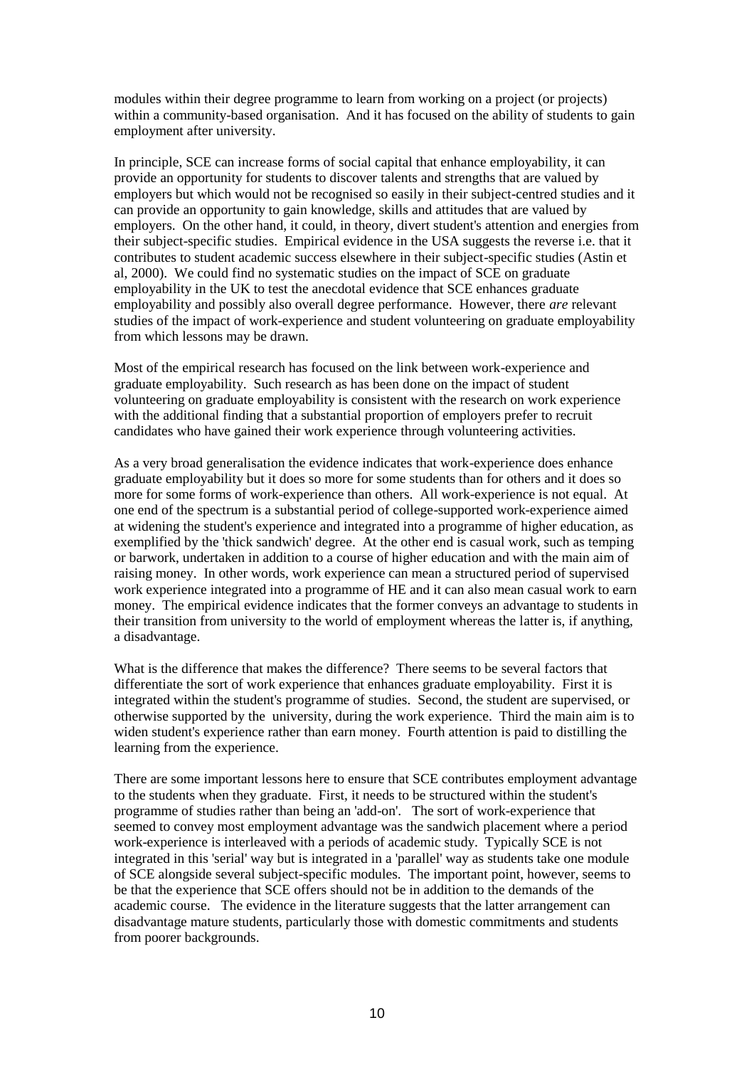modules within their degree programme to learn from working on a project (or projects) within a community-based organisation. And it has focused on the ability of students to gain employment after university.

In principle, SCE can increase forms of social capital that enhance employability, it can provide an opportunity for students to discover talents and strengths that are valued by employers but which would not be recognised so easily in their subject-centred studies and it can provide an opportunity to gain knowledge, skills and attitudes that are valued by employers. On the other hand, it could, in theory, divert student's attention and energies from their subject-specific studies. Empirical evidence in the USA suggests the reverse i.e. that it contributes to student academic success elsewhere in their subject-specific studies (Astin et al, 2000). We could find no systematic studies on the impact of SCE on graduate employability in the UK to test the anecdotal evidence that SCE enhances graduate employability and possibly also overall degree performance. However, there *are* relevant studies of the impact of work-experience and student volunteering on graduate employability from which lessons may be drawn.

Most of the empirical research has focused on the link between work-experience and graduate employability. Such research as has been done on the impact of student volunteering on graduate employability is consistent with the research on work experience with the additional finding that a substantial proportion of employers prefer to recruit candidates who have gained their work experience through volunteering activities.

As a very broad generalisation the evidence indicates that work-experience does enhance graduate employability but it does so more for some students than for others and it does so more for some forms of work-experience than others. All work-experience is not equal. At one end of the spectrum is a substantial period of college-supported work-experience aimed at widening the student's experience and integrated into a programme of higher education, as exemplified by the 'thick sandwich' degree. At the other end is casual work, such as temping or barwork, undertaken in addition to a course of higher education and with the main aim of raising money. In other words, work experience can mean a structured period of supervised work experience integrated into a programme of HE and it can also mean casual work to earn money. The empirical evidence indicates that the former conveys an advantage to students in their transition from university to the world of employment whereas the latter is, if anything, a disadvantage.

What is the difference that makes the difference? There seems to be several factors that differentiate the sort of work experience that enhances graduate employability. First it is integrated within the student's programme of studies. Second, the student are supervised, or otherwise supported by the university, during the work experience. Third the main aim is to widen student's experience rather than earn money. Fourth attention is paid to distilling the learning from the experience.

There are some important lessons here to ensure that SCE contributes employment advantage to the students when they graduate. First, it needs to be structured within the student's programme of studies rather than being an 'add-on'. The sort of work-experience that seemed to convey most employment advantage was the sandwich placement where a period work-experience is interleaved with a periods of academic study. Typically SCE is not integrated in this 'serial' way but is integrated in a 'parallel' way as students take one module of SCE alongside several subject-specific modules. The important point, however, seems to be that the experience that SCE offers should not be in addition to the demands of the academic course. The evidence in the literature suggests that the latter arrangement can disadvantage mature students, particularly those with domestic commitments and students from poorer backgrounds.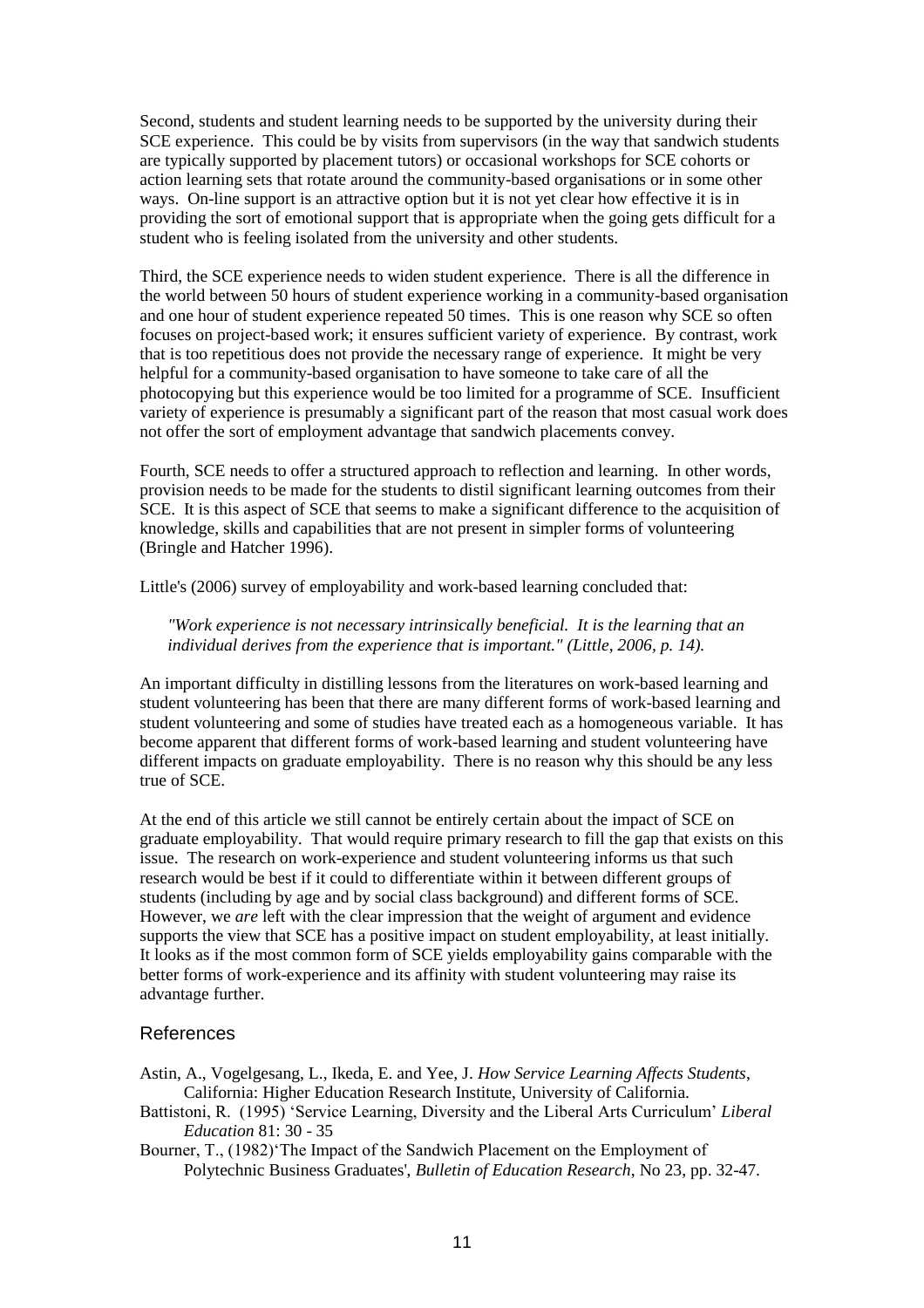Second, students and student learning needs to be supported by the university during their SCE experience. This could be by visits from supervisors (in the way that sandwich students are typically supported by placement tutors) or occasional workshops for SCE cohorts or action learning sets that rotate around the community-based organisations or in some other ways. On-line support is an attractive option but it is not yet clear how effective it is in providing the sort of emotional support that is appropriate when the going gets difficult for a student who is feeling isolated from the university and other students.

Third, the SCE experience needs to widen student experience. There is all the difference in the world between 50 hours of student experience working in a community-based organisation and one hour of student experience repeated 50 times. This is one reason why SCE so often focuses on project-based work; it ensures sufficient variety of experience. By contrast, work that is too repetitious does not provide the necessary range of experience. It might be very helpful for a community-based organisation to have someone to take care of all the photocopying but this experience would be too limited for a programme of SCE. Insufficient variety of experience is presumably a significant part of the reason that most casual work does not offer the sort of employment advantage that sandwich placements convey.

Fourth, SCE needs to offer a structured approach to reflection and learning. In other words, provision needs to be made for the students to distil significant learning outcomes from their SCE. It is this aspect of SCE that seems to make a significant difference to the acquisition of knowledge, skills and capabilities that are not present in simpler forms of volunteering (Bringle and Hatcher 1996).

Little's (2006) survey of employability and work-based learning concluded that:

> *"Work experience is not necessary intrinsically beneficial. It is the learning that an individual derives from the experience that is important." (Little, 2006, p. 14).*

An important difficulty in distilling lessons from the literatures on work-based learning and student volunteering has been that there are many different forms of work-based learning and student volunteering and some of studies have treated each as a homogeneous variable. It has become apparent that different forms of work-based learning and student volunteering have different impacts on graduate employability. There is no reason why this should be any less true of SCE.

At the end of this article we still cannot be entirely certain about the impact of SCE on graduate employability. That would require primary research to fill the gap that exists on this issue. The research on work-experience and student volunteering informs us that such research would be best if it could to differentiate within it between different groups of students (including by age and by social class background) and different forms of SCE. However, we *are* left with the clear impression that the weight of argument and evidence supports the view that SCE has a positive impact on student employability, at least initially. It looks as if the most common form of SCE yields employability gains comparable with the better forms of work-experience and its affinity with student volunteering may raise its advantage further.

## References

Astin, A., Vogelgesang, L., Ikeda, E. and Yee, J. *How Service Learning Affects Students*, California: Higher Education Research Institute, University of California.

Battistoni, R. (1995) 'Service Learning, Diversity and the Liberal Arts Curriculum' *Liberal Education* 81: 30 - 35

Bourner, T., (1982)'The Impact of the Sandwich Placement on the Employment of Polytechnic Business Graduates', *Bulletin of Education Research*, No 23, pp. 32-47.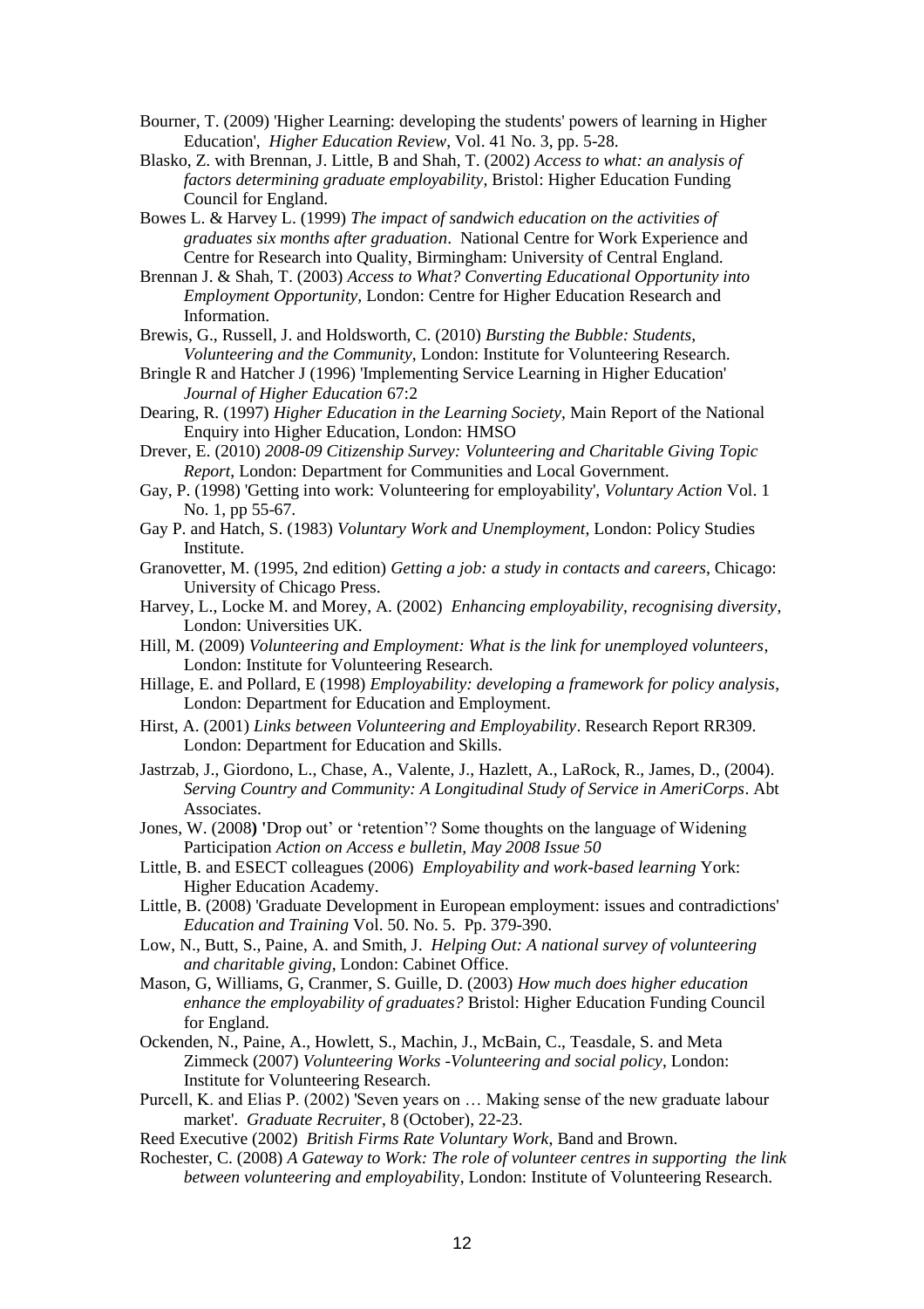Bourner, T. (2009) 'Higher Learning: developing the students' powers of learning in Higher Education', *Higher Education Review*, Vol. 41 No. 3, pp. 5-28.

Blasko, Z. with Brennan, J. Little, B and Shah, T. (2002) *Access to what: an analysis of factors determining graduate employability*, Bristol: Higher Education Funding Council for England.

Bowes L. & Harvey L. (1999) *The impact of sandwich education on the activities of graduates six months after graduation*. National Centre for Work Experience and Centre for Research into Quality, Birmingham: University of Central England.

Brennan J. & Shah, T. (2003) *Access to What? Converting Educational Opportunity into Employment Opportunity*, London: Centre for Higher Education Research and Information.

Brewis, G., Russell, J. and Holdsworth, C. (2010) *Bursting the Bubble: Students, Volunteering and the Community*, London: Institute for Volunteering Research.

Bringle R and Hatcher J (1996) 'Implementing Service Learning in Higher Education' *Journal of Higher Education* 67:2

Dearing, R. (1997) *Higher Education in the Learning Society*, Main Report of the National Enquiry into Higher Education, London: HMSO

Drever, E. (2010) *2008-09 Citizenship Survey: Volunteering and Charitable Giving Topic Report*, London: Department for Communities and Local Government.

Gay, P. (1998) 'Getting into work: Volunteering for employability', *Voluntary Action* Vol. 1 No. 1, pp 55-67.

Gay P. and Hatch, S. (1983) *Voluntary Work and Unemployment*, London: Policy Studies Institute.

Granovetter, M. (1995, 2nd edition) *Getting a job: a study in contacts and careers*, Chicago: University of Chicago Press.

Harvey, L., Locke M. and Morey, A. (2002) *Enhancing employability, recognising diversity*, London: Universities UK.

Hill, M. (2009) *Volunteering and Employment: What is the link for unemployed volunteers*, London: Institute for Volunteering Research.

Hillage, E. and Pollard, E (1998) *Employability: developing a framework for policy analysis*, London: Department for Education and Employment.

Hirst, A. (2001) *Links between Volunteering and Employability*. Research Report RR309. London: Department for Education and Skills.

Jastrzab, J., Giordono, L., Chase, A., Valente, J., Hazlett, A., LaRock, R., James, D., (2004). *Serving Country and Community: A Longitudinal Study of Service in AmeriCorps*. Abt Associates.

Jones, W. (2008) 'Drop out' or 'retention'? Some thoughts on the language of Widening Participation *Action on Access e bulletin, May 2008 Issue 50*

Little, B. and ESECT colleagues (2006) *Employability and work-based learning* York: Higher Education Academy.

Little, B. (2008) 'Graduate Development in European employment: issues and contradictions' *Education and Training* Vol. 50. No. 5. Pp. 379-390.

Low, N., Butt, S., Paine, A. and Smith, J. *Helping Out: A national survey of volunteering and charitable giving*, London: Cabinet Office.

Mason, G, Williams, G, Cranmer, S. Guille, D. (2003) *How much does higher education enhance the employability of graduates?* Bristol: Higher Education Funding Council for England.

Ockenden, N., Paine, A., Howlett, S., Machin, J., McBain, C., Teasdale, S. and Meta Zimmeck (2007) *Volunteering Works -Volunteering and social policy*, London: Institute for Volunteering Research.

Purcell, K. and Elias P. (2002) 'Seven years on … Making sense of the new graduate labour market'. *Graduate Recruiter*, 8 (October), 22-23.

Reed Executive (2002) *British Firms Rate Voluntary Work*, Band and Brown.

Rochester, C. (2008) *A Gateway to Work: The role of volunteer centres in supporting the link between volunteering and employabil*ity, London: Institute of Volunteering Research.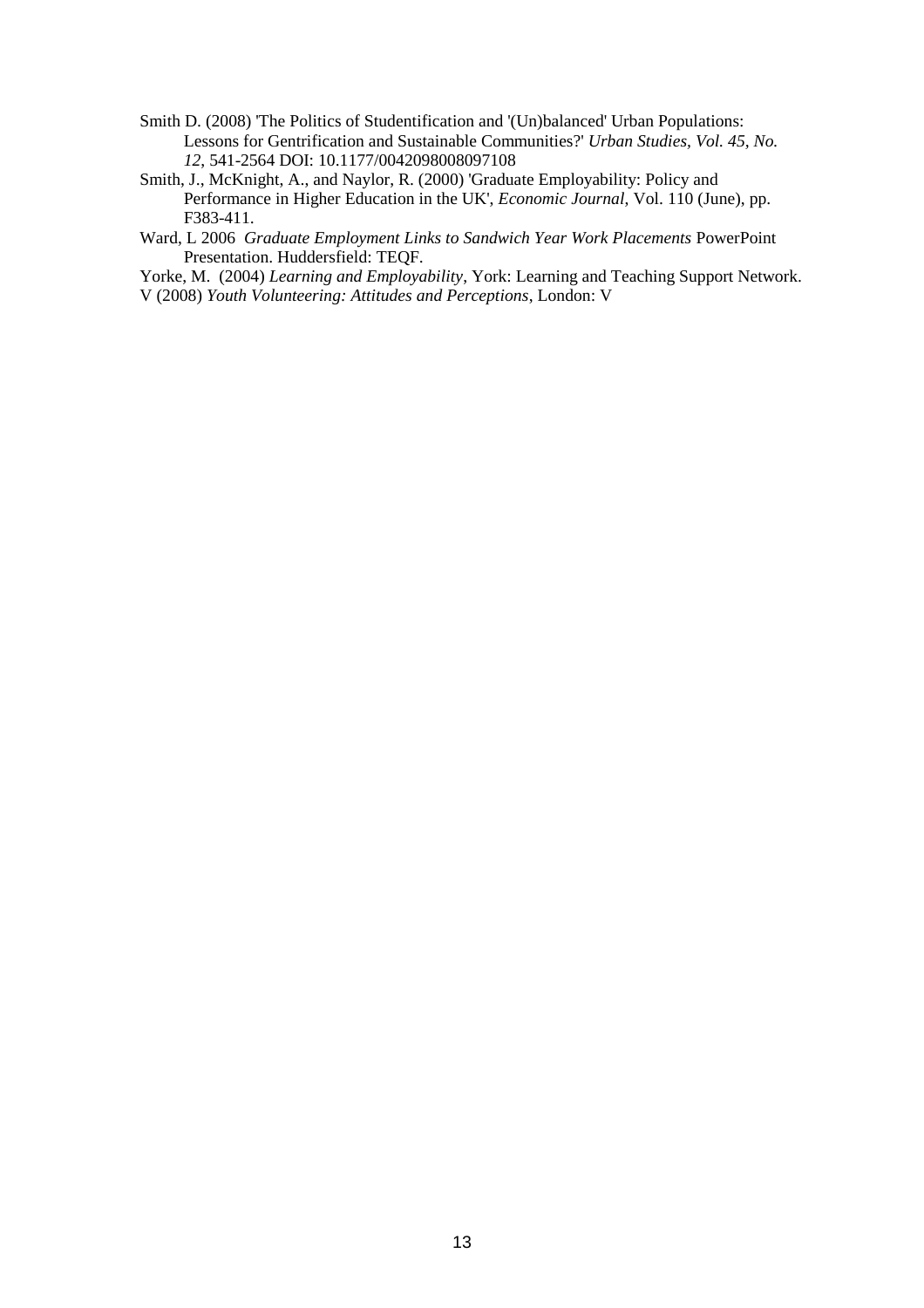Smith D. (2008) 'The Politics of Studentification and '(Un)balanced' Urban Populations: Lessons for Gentrification and Sustainable Communities?' *Urban Studies, Vol. 45, No. 12*, 541-2564 DOI: 10.1177/0042098008097108

Smith, J., McKnight, A., and Naylor, R. (2000) 'Graduate Employability: Policy and Performance in Higher Education in the UK', *Economic Journal*, Vol. 110 (June), pp. F383-411.

Ward, L 2006 *Graduate Employment Links to Sandwich Year Work Placements* PowerPoint Presentation. Huddersfield: TEQF.

Yorke, M. (2004) *Learning and Employability*, York: Learning and Teaching Support Network.

V (2008) *Youth Volunteering: Attitudes and Perceptions*, London: V